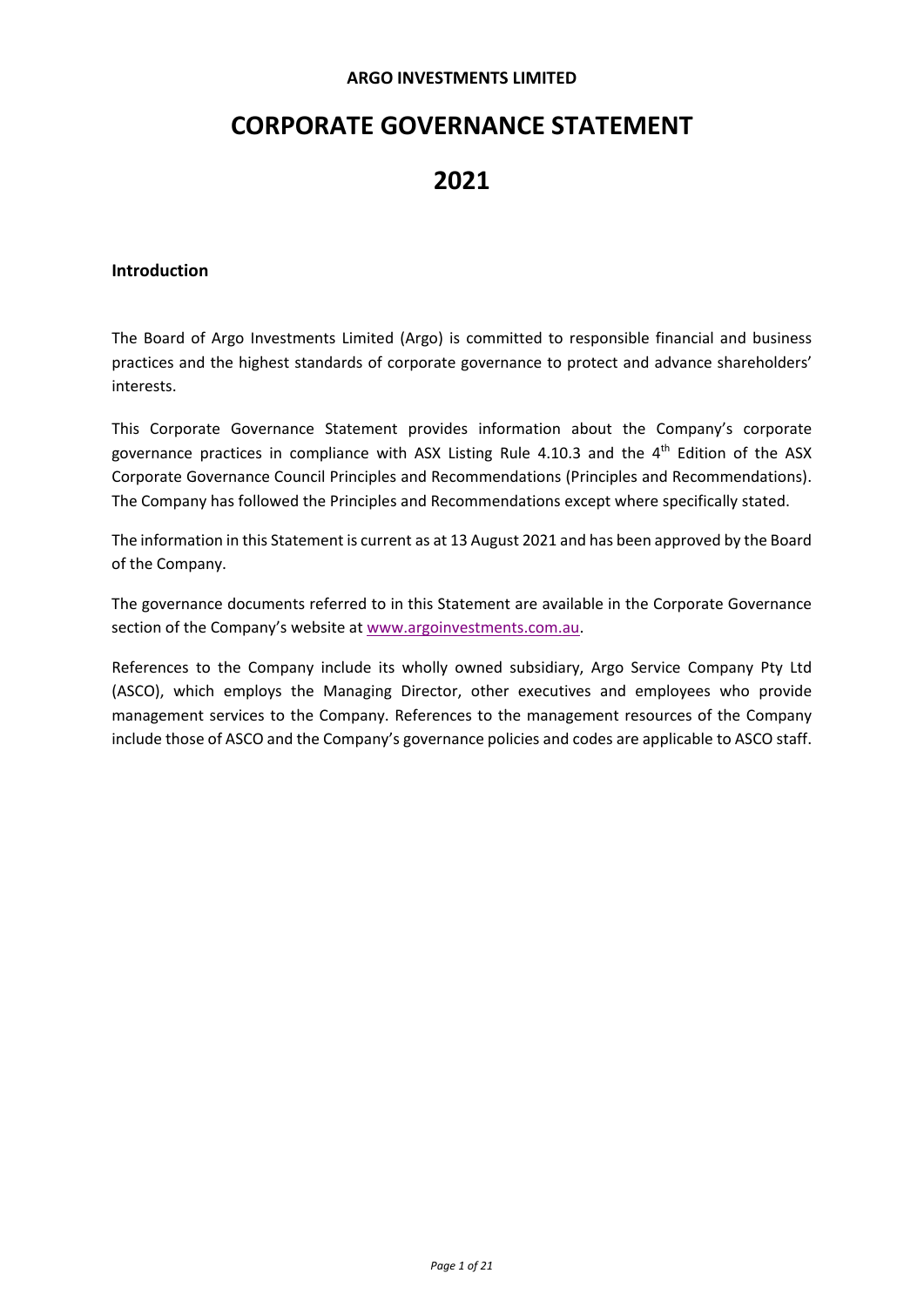**ARGO INVESTMENTS LIMITED**

# CORPORATE GOVERNANCE STATEMENT

# 2021

## Introduction

The Board of Argo Investments Limited (Argo) is committed to responsible financial and business practices and the highest standards of corporate governance to protect and advance shareholders' interests.

This Corporate Governance Statement provides information about the Company's corporate governance practices in compliance with ASX Listing Rule 4.10.3 and the 4th Edition of the ASX Corporate Governance Council Principles and Recommendations (Principles and Recommendations). The Company has followed the Principles and Recommendations except where specifically stated.

The information in this Statement is current as at 13 August 2021 and has been approved by the Board of the Company.

The governance documents referred to in this Statement are available in the Corporate Governance section of the Company's website at www.argoinvestments.com.au.

References to the Company include its wholly owned subsidiary, Argo Service Company Pty Ltd (ASCO), which employs the Managing Director, other executives and employees who provide management services to the Company. References to the management resources of the Company include those of ASCO and the Company's governance policies and codes are applicable to ASCO staff.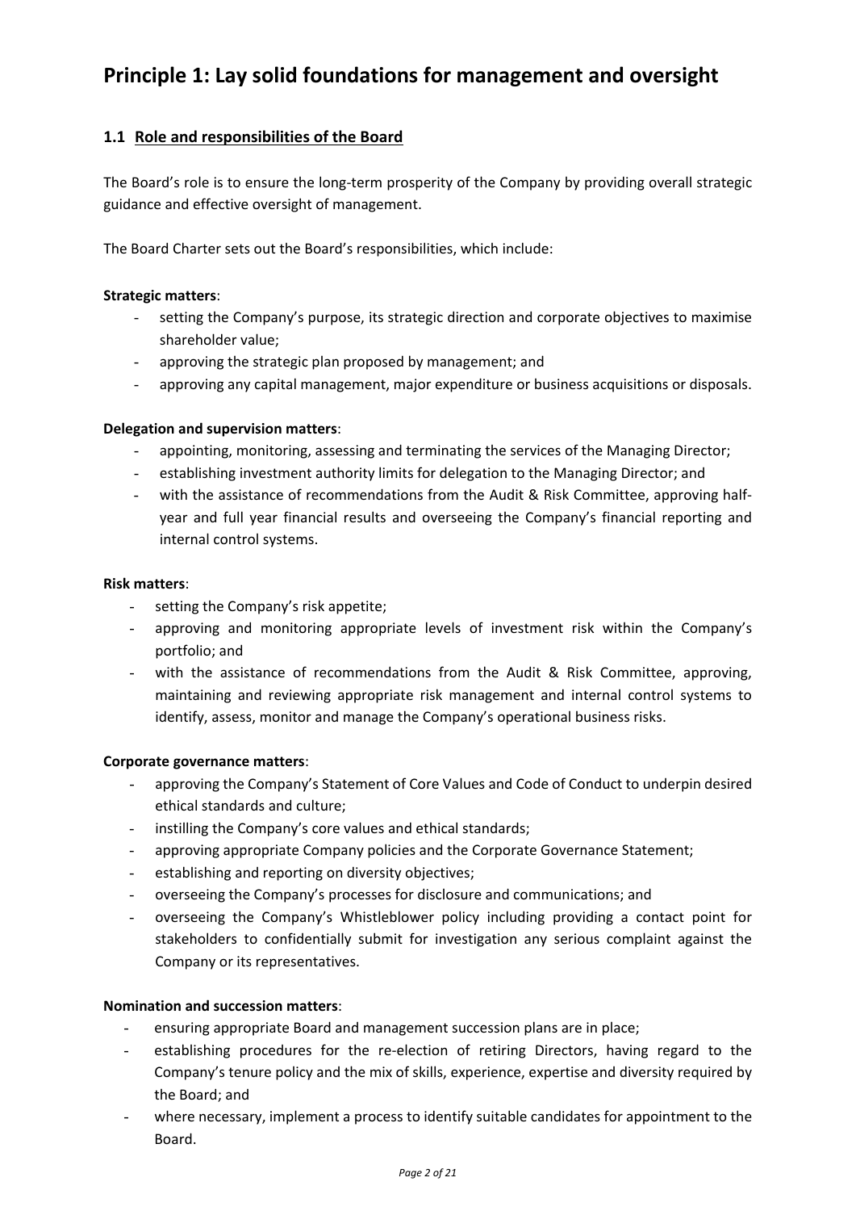# Principle 1: Lay solid foundations for management and oversight

## 1.1 Role and responsibilities of the Board

The Board's role is to ensure the long-term prosperity of the Company by providing overall strategic guidance and effective oversight of management.

The Board Charter sets out the Board's responsibilities, which include:

**Strategic matters**:

- setting the Company's purpose, its strategic direction and corporate objectives to maximise shareholder value;
- approving the strategic plan proposed by management; and
- approving any capital management, major expenditure or business acquisitions or disposals.

**Delegation and supervision matters**:

- appointing, monitoring, assessing and terminating the services of the Managing Director;
- establishing investment authority limits for delegation to the Managing Director; and
- with the assistance of recommendations from the Audit & Risk Committee, approving half-year and full year financial results and overseeing the Company's financial reporting and internal control systems.

**Risk matters**:

- setting the Company's risk appetite;
- approving and monitoring appropriate levels of investment risk within the Company's portfolio; and
- with the assistance of recommendations from the Audit & Risk Committee, approving, maintaining and reviewing appropriate risk management and internal control systems to identify, assess, monitor and manage the Company's operational business risks.

**Corporate governance matters**:

- approving the Company's Statement of Core Values and Code of Conduct to underpin desired ethical standards and culture;
- instilling the Company's core values and ethical standards;
- approving appropriate Company policies and the Corporate Governance Statement;
- establishing and reporting on diversity objectives;
- overseeing the Company's processes for disclosure and communications; and
- overseeing the Company's Whistleblower policy including providing a contact point for stakeholders to confidentially submit for investigation any serious complaint against the Company or its representatives.

**Nomination and succession matters**:

- ensuring appropriate Board and management succession plans are in place;
- establishing procedures for the re-election of retiring Directors, having regard to the Company's tenure policy and the mix of skills, experience, expertise and diversity required by the Board; and
- where necessary, implement a process to identify suitable candidates for appointment to the Board.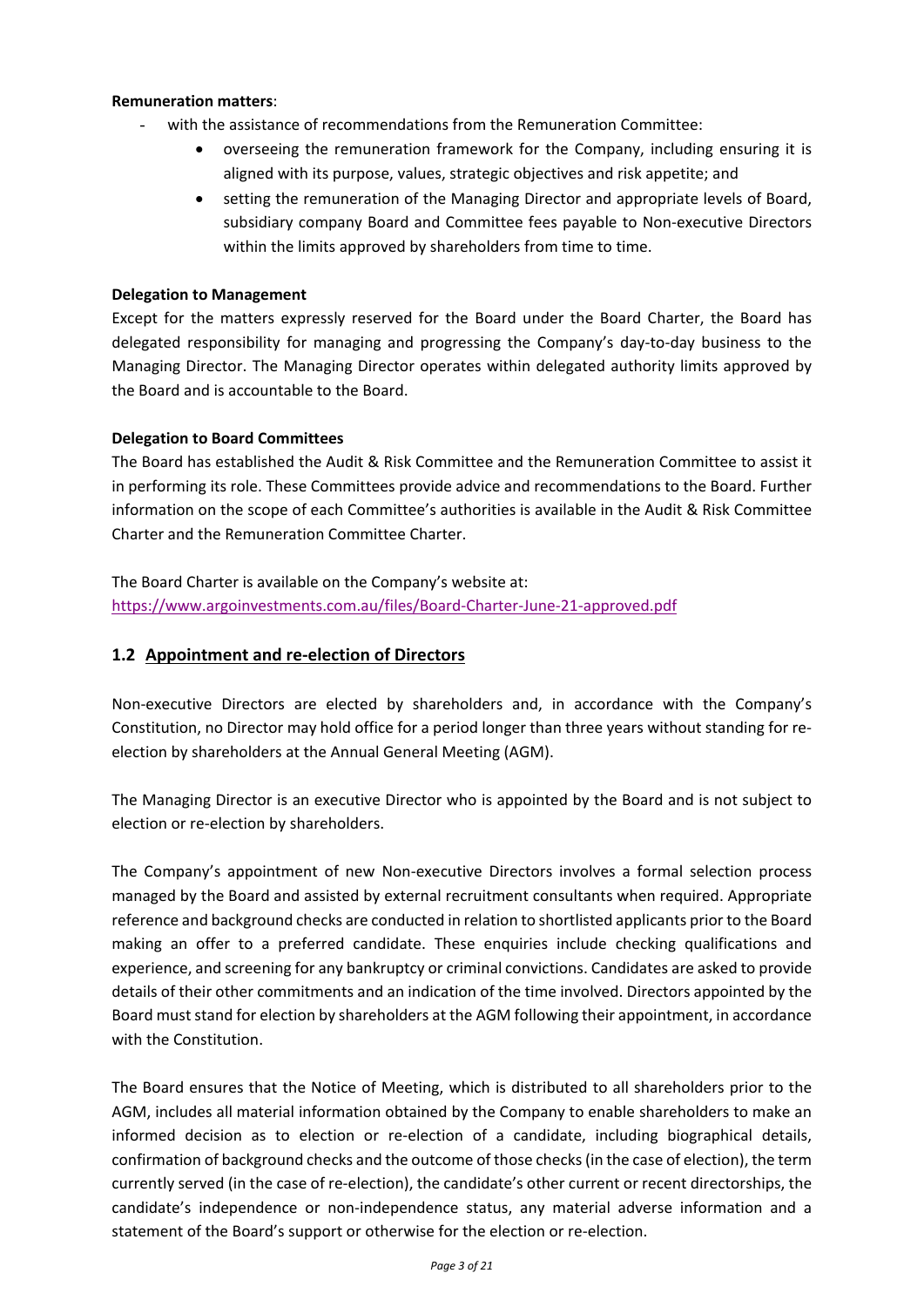**Remuneration matters**:

- with the assistance of recommendations from the Remuneration Committee:
  - overseeing the remuneration framework for the Company, including ensuring it is aligned with its purpose, values, strategic objectives and risk appetite; and
  - setting the remuneration of the Managing Director and appropriate levels of Board, subsidiary company Board and Committee fees payable to Non-executive Directors within the limits approved by shareholders from time to time.

**Delegation to Management**

Except for the matters expressly reserved for the Board under the Board Charter, the Board has delegated responsibility for managing and progressing the Company's day-to-day business to the Managing Director. The Managing Director operates within delegated authority limits approved by the Board and is accountable to the Board.

**Delegation to Board Committees**

The Board has established the Audit & Risk Committee and the Remuneration Committee to assist it in performing its role. These Committees provide advice and recommendations to the Board. Further information on the scope of each Committee's authorities is available in the Audit & Risk Committee Charter and the Remuneration Committee Charter.

The Board Charter is available on the Company's website at:
https://www.argoinvestments.com.au/files/Board-Charter-June-21-approved.pdf

## 1.2 Appointment and re-election of Directors

Non-executive Directors are elected by shareholders and, in accordance with the Company's Constitution, no Director may hold office for a period longer than three years without standing for re-election by shareholders at the Annual General Meeting (AGM).

The Managing Director is an executive Director who is appointed by the Board and is not subject to election or re-election by shareholders.

The Company's appointment of new Non-executive Directors involves a formal selection process managed by the Board and assisted by external recruitment consultants when required. Appropriate reference and background checks are conducted in relation to shortlisted applicants prior to the Board making an offer to a preferred candidate. These enquiries include checking qualifications and experience, and screening for any bankruptcy or criminal convictions. Candidates are asked to provide details of their other commitments and an indication of the time involved. Directors appointed by the Board must stand for election by shareholders at the AGM following their appointment, in accordance with the Constitution.

The Board ensures that the Notice of Meeting, which is distributed to all shareholders prior to the AGM, includes all material information obtained by the Company to enable shareholders to make an informed decision as to election or re-election of a candidate, including biographical details, confirmation of background checks and the outcome of those checks (in the case of election), the term currently served (in the case of re-election), the candidate's other current or recent directorships, the candidate's independence or non-independence status, any material adverse information and a statement of the Board's support or otherwise for the election or re-election.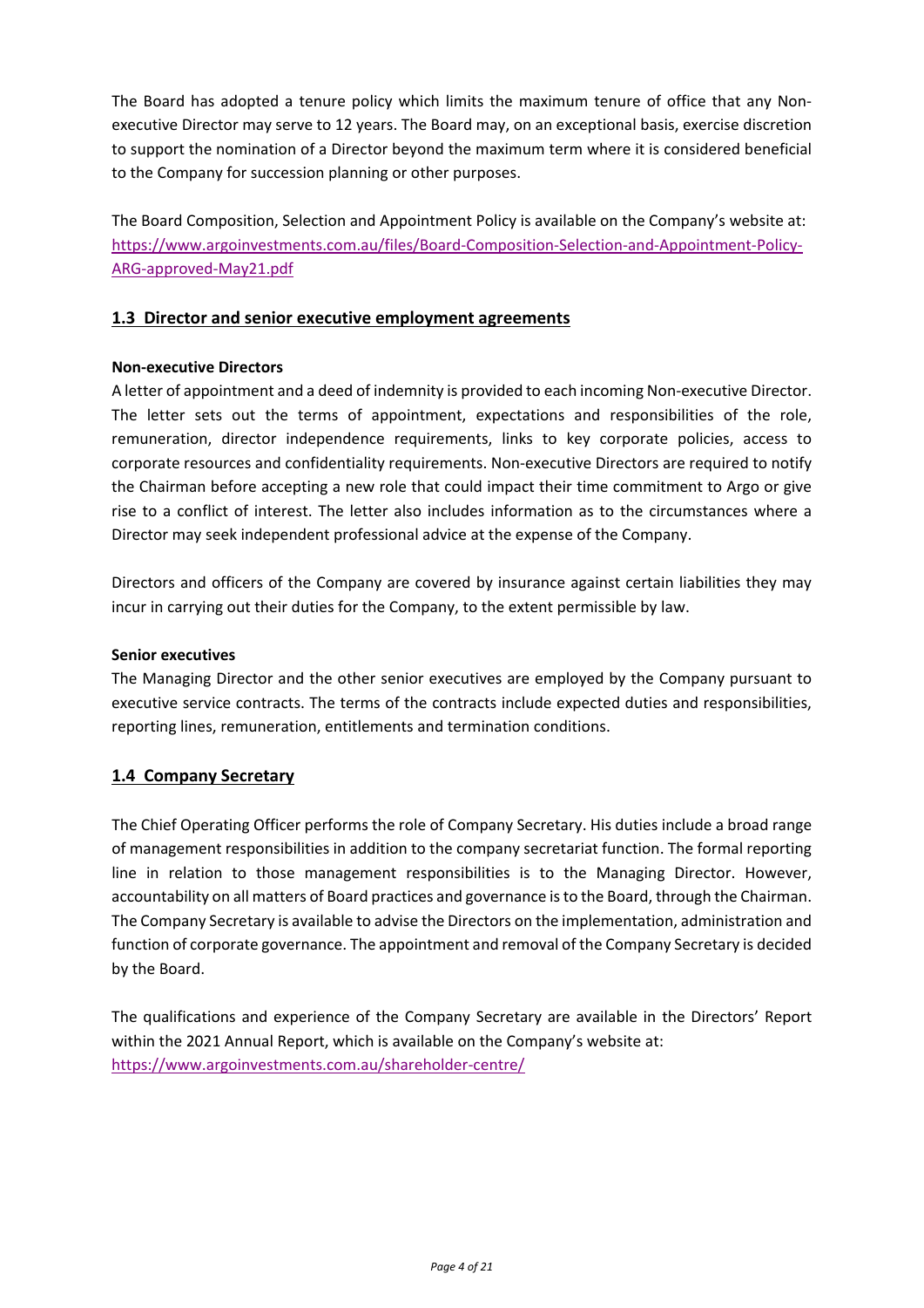The Board has adopted a tenure policy which limits the maximum tenure of office that any Non-executive Director may serve to 12 years. The Board may, on an exceptional basis, exercise discretion to support the nomination of a Director beyond the maximum term where it is considered beneficial to the Company for succession planning or other purposes.

The Board Composition, Selection and Appointment Policy is available on the Company's website at: [https://www.argoinvestments.com.au/files/Board-Composition-Selection-and-Appointment-Policy-ARG-approved-May21.pdf](https://www.argoinvestments.com.au/files/Board-Composition-Selection-and-Appointment-Policy-ARG-approved-May21.pdf)

## 1.3 Director and senior executive employment agreements

**Non-executive Directors**

A letter of appointment and a deed of indemnity is provided to each incoming Non-executive Director. The letter sets out the terms of appointment, expectations and responsibilities of the role, remuneration, director independence requirements, links to key corporate policies, access to corporate resources and confidentiality requirements. Non-executive Directors are required to notify the Chairman before accepting a new role that could impact their time commitment to Argo or give rise to a conflict of interest. The letter also includes information as to the circumstances where a Director may seek independent professional advice at the expense of the Company.

Directors and officers of the Company are covered by insurance against certain liabilities they may incur in carrying out their duties for the Company, to the extent permissible by law.

**Senior executives**

The Managing Director and the other senior executives are employed by the Company pursuant to executive service contracts. The terms of the contracts include expected duties and responsibilities, reporting lines, remuneration, entitlements and termination conditions.

## 1.4 Company Secretary

The Chief Operating Officer performs the role of Company Secretary. His duties include a broad range of management responsibilities in addition to the company secretariat function. The formal reporting line in relation to those management responsibilities is to the Managing Director. However, accountability on all matters of Board practices and governance is to the Board, through the Chairman. The Company Secretary is available to advise the Directors on the implementation, administration and function of corporate governance. The appointment and removal of the Company Secretary is decided by the Board.

The qualifications and experience of the Company Secretary are available in the Directors' Report within the 2021 Annual Report, which is available on the Company's website at: [https://www.argoinvestments.com.au/shareholder-centre/](https://www.argoinvestments.com.au/shareholder-centre/)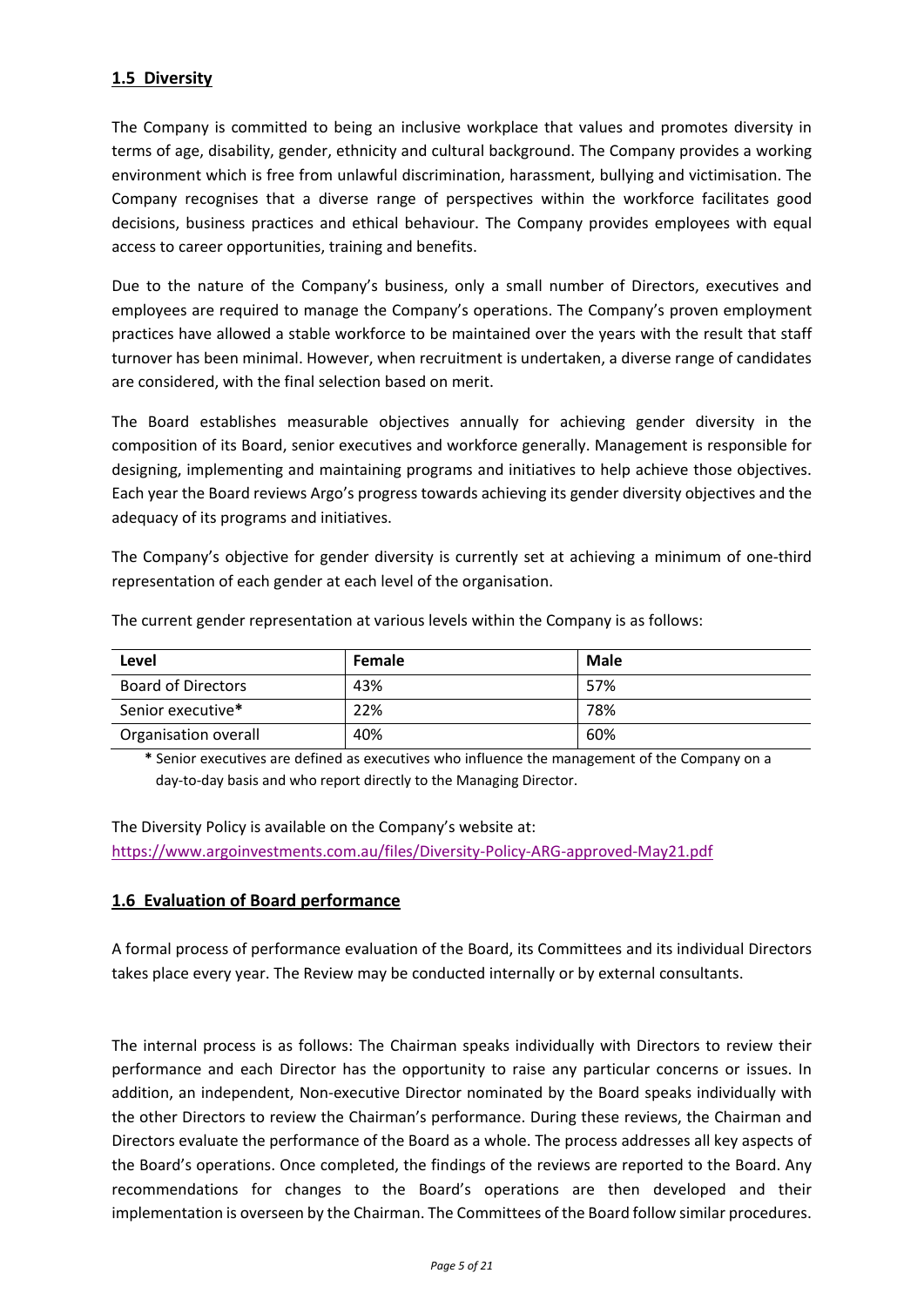## 1.5 Diversity

The Company is committed to being an inclusive workplace that values and promotes diversity in terms of age, disability, gender, ethnicity and cultural background. The Company provides a working environment which is free from unlawful discrimination, harassment, bullying and victimisation. The Company recognises that a diverse range of perspectives within the workforce facilitates good decisions, business practices and ethical behaviour. The Company provides employees with equal access to career opportunities, training and benefits.

Due to the nature of the Company's business, only a small number of Directors, executives and employees are required to manage the Company's operations. The Company's proven employment practices have allowed a stable workforce to be maintained over the years with the result that staff turnover has been minimal. However, when recruitment is undertaken, a diverse range of candidates are considered, with the final selection based on merit.

The Board establishes measurable objectives annually for achieving gender diversity in the composition of its Board, senior executives and workforce generally. Management is responsible for designing, implementing and maintaining programs and initiatives to help achieve those objectives. Each year the Board reviews Argo's progress towards achieving its gender diversity objectives and the adequacy of its programs and initiatives.

The Company's objective for gender diversity is currently set at achieving a minimum of one-third representation of each gender at each level of the organisation.

The current gender representation at various levels within the Company is as follows:

| Level | Female | Male |
|---|---|---|
| Board of Directors | 43% | 57% |
| Senior executive* | 22% | 78% |
| Organisation overall | 40% | 60% |

\* Senior executives are defined as executives who influence the management of the Company on a day-to-day basis and who report directly to the Managing Director.

The Diversity Policy is available on the Company's website at:
https://www.argoinvestments.com.au/files/Diversity-Policy-ARG-approved-May21.pdf

## 1.6 Evaluation of Board performance

A formal process of performance evaluation of the Board, its Committees and its individual Directors takes place every year. The Review may be conducted internally or by external consultants.

The internal process is as follows: The Chairman speaks individually with Directors to review their performance and each Director has the opportunity to raise any particular concerns or issues. In addition, an independent, Non-executive Director nominated by the Board speaks individually with the other Directors to review the Chairman's performance. During these reviews, the Chairman and Directors evaluate the performance of the Board as a whole. The process addresses all key aspects of the Board's operations. Once completed, the findings of the reviews are reported to the Board. Any recommendations for changes to the Board's operations are then developed and their implementation is overseen by the Chairman. The Committees of the Board follow similar procedures.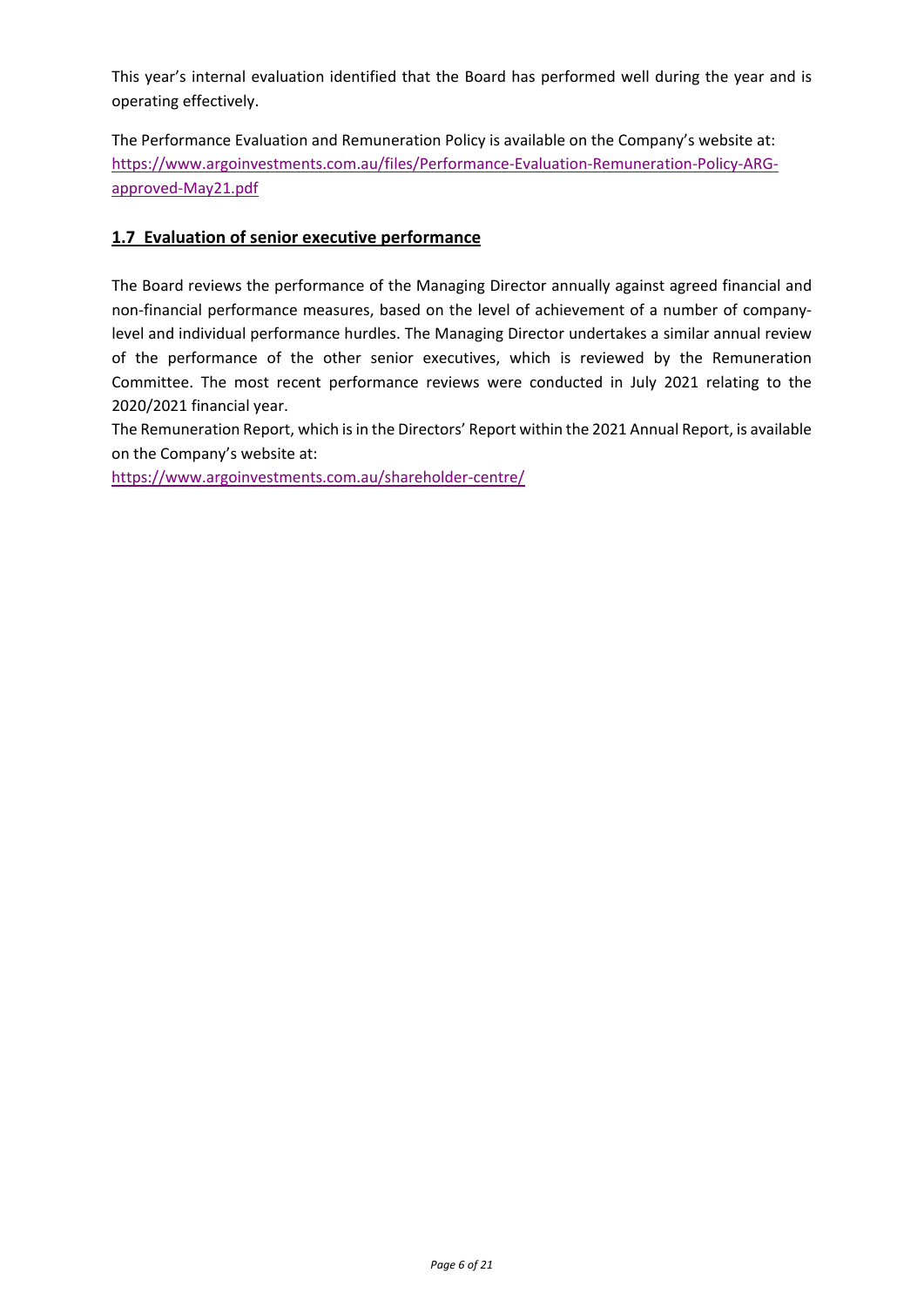This year's internal evaluation identified that the Board has performed well during the year and is operating effectively.

The Performance Evaluation and Remuneration Policy is available on the Company's website at: https://www.argoinvestments.com.au/files/Performance-Evaluation-Remuneration-Policy-ARG-approved-May21.pdf

## 1.7 Evaluation of senior executive performance

The Board reviews the performance of the Managing Director annually against agreed financial and non-financial performance measures, based on the level of achievement of a number of company-level and individual performance hurdles. The Managing Director undertakes a similar annual review of the performance of the other senior executives, which is reviewed by the Remuneration Committee. The most recent performance reviews were conducted in July 2021 relating to the 2020/2021 financial year.

The Remuneration Report, which is in the Directors' Report within the 2021 Annual Report, is available on the Company's website at:

https://www.argoinvestments.com.au/shareholder-centre/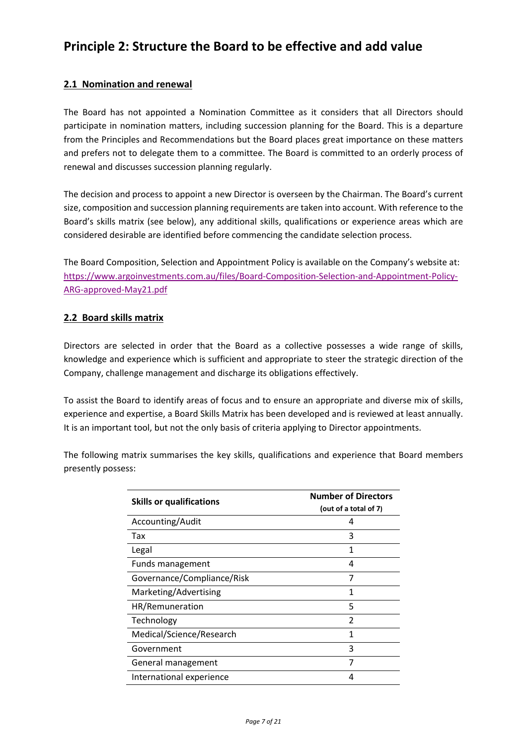# Principle 2: Structure the Board to be effective and add value

## 2.1 Nomination and renewal

The Board has not appointed a Nomination Committee as it considers that all Directors should participate in nomination matters, including succession planning for the Board. This is a departure from the Principles and Recommendations but the Board places great importance on these matters and prefers not to delegate them to a committee. The Board is committed to an orderly process of renewal and discusses succession planning regularly.

The decision and process to appoint a new Director is overseen by the Chairman. The Board's current size, composition and succession planning requirements are taken into account. With reference to the Board's skills matrix (see below), any additional skills, qualifications or experience areas which are considered desirable are identified before commencing the candidate selection process.

The Board Composition, Selection and Appointment Policy is available on the Company's website at: [https://www.argoinvestments.com.au/files/Board-Composition-Selection-and-Appointment-Policy-ARG-approved-May21.pdf](https://www.argoinvestments.com.au/files/Board-Composition-Selection-and-Appointment-Policy-ARG-approved-May21.pdf)

## 2.2 Board skills matrix

Directors are selected in order that the Board as a collective possesses a wide range of skills, knowledge and experience which is sufficient and appropriate to steer the strategic direction of the Company, challenge management and discharge its obligations effectively.

To assist the Board to identify areas of focus and to ensure an appropriate and diverse mix of skills, experience and expertise, a Board Skills Matrix has been developed and is reviewed at least annually. It is an important tool, but not the only basis of criteria applying to Director appointments.

The following matrix summarises the key skills, qualifications and experience that Board members presently possess:

| Skills or qualifications | Number of Directors (out of a total of 7) |
|---|---|
| Accounting/Audit | 4 |
| Tax | 3 |
| Legal | 1 |
| Funds management | 4 |
| Governance/Compliance/Risk | 7 |
| Marketing/Advertising | 1 |
| HR/Remuneration | 5 |
| Technology | 2 |
| Medical/Science/Research | 1 |
| Government | 3 |
| General management | 7 |
| International experience | 4 |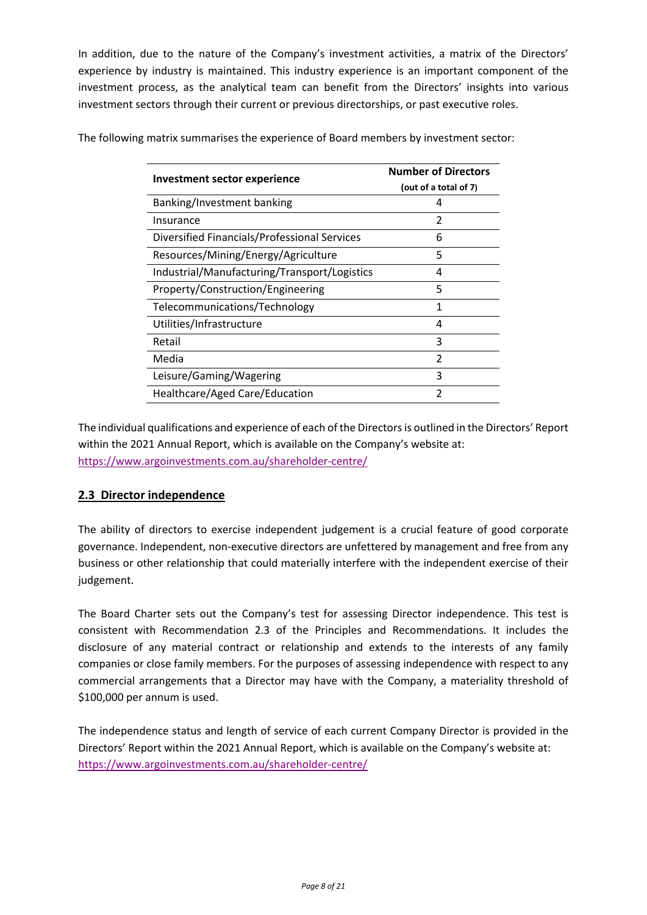In addition, due to the nature of the Company's investment activities, a matrix of the Directors' experience by industry is maintained. This industry experience is an important component of the investment process, as the analytical team can benefit from the Directors' insights into various investment sectors through their current or previous directorships, or past executive roles.

The following matrix summarises the experience of Board members by investment sector:

| Investment sector experience | Number of Directors (out of a total of 7) |
|---|---|
| Banking/Investment banking | 4 |
| Insurance | 2 |
| Diversified Financials/Professional Services | 6 |
| Resources/Mining/Energy/Agriculture | 5 |
| Industrial/Manufacturing/Transport/Logistics | 4 |
| Property/Construction/Engineering | 5 |
| Telecommunications/Technology | 1 |
| Utilities/Infrastructure | 4 |
| Retail | 3 |
| Media | 2 |
| Leisure/Gaming/Wagering | 3 |
| Healthcare/Aged Care/Education | 2 |

The individual qualifications and experience of each of the Directors is outlined in the Directors' Report within the 2021 Annual Report, which is available on the Company's website at: https://www.argoinvestments.com.au/shareholder-centre/

## 2.3 Director independence

The ability of directors to exercise independent judgement is a crucial feature of good corporate governance. Independent, non-executive directors are unfettered by management and free from any business or other relationship that could materially interfere with the independent exercise of their judgement.

The Board Charter sets out the Company's test for assessing Director independence. This test is consistent with Recommendation 2.3 of the Principles and Recommendations. It includes the disclosure of any material contract or relationship and extends to the interests of any family companies or close family members. For the purposes of assessing independence with respect to any commercial arrangements that a Director may have with the Company, a materiality threshold of \$100,000 per annum is used.

The independence status and length of service of each current Company Director is provided in the Directors' Report within the 2021 Annual Report, which is available on the Company's website at: https://www.argoinvestments.com.au/shareholder-centre/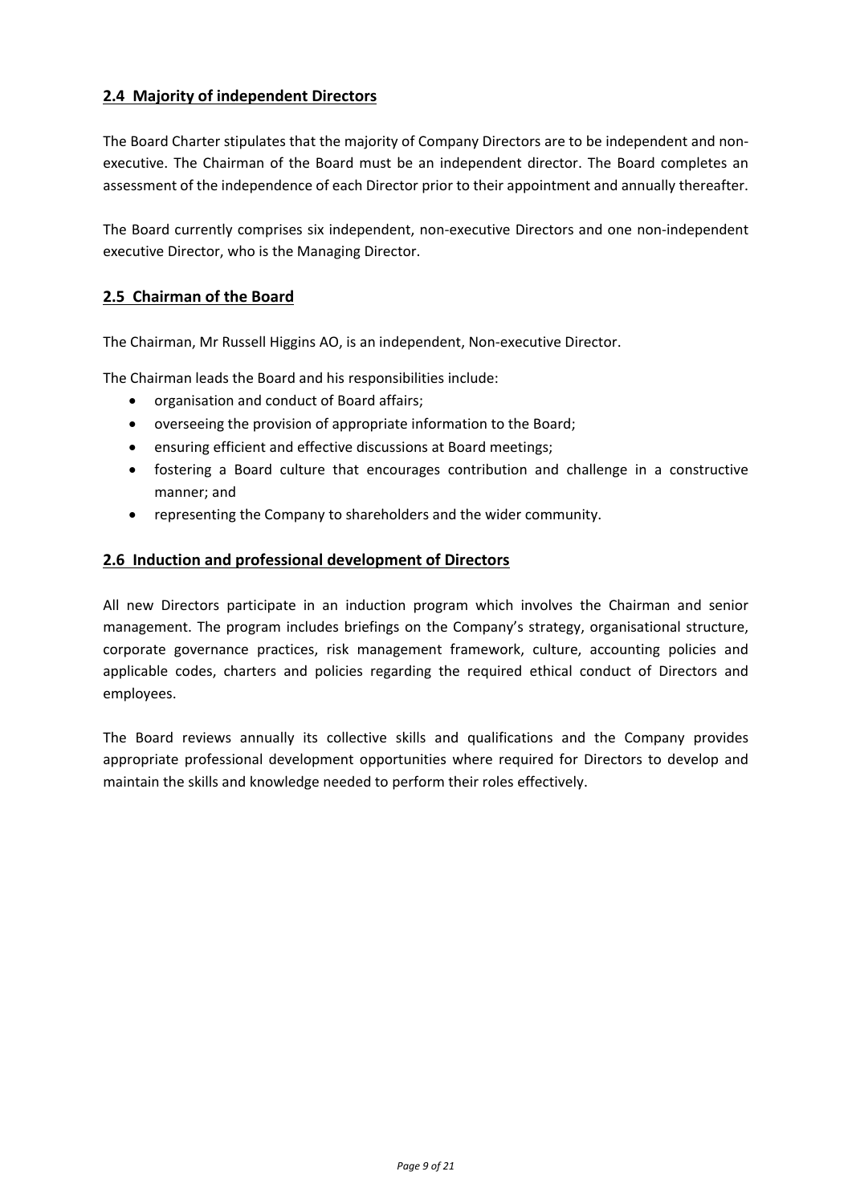## 2.4 Majority of independent Directors

The Board Charter stipulates that the majority of Company Directors are to be independent and non-executive. The Chairman of the Board must be an independent director. The Board completes an assessment of the independence of each Director prior to their appointment and annually thereafter.

The Board currently comprises six independent, non-executive Directors and one non-independent executive Director, who is the Managing Director.

## 2.5 Chairman of the Board

The Chairman, Mr Russell Higgins AO, is an independent, Non-executive Director.

The Chairman leads the Board and his responsibilities include:

- organisation and conduct of Board affairs;
- overseeing the provision of appropriate information to the Board;
- ensuring efficient and effective discussions at Board meetings;
- fostering a Board culture that encourages contribution and challenge in a constructive manner; and
- representing the Company to shareholders and the wider community.

## 2.6 Induction and professional development of Directors

All new Directors participate in an induction program which involves the Chairman and senior management. The program includes briefings on the Company's strategy, organisational structure, corporate governance practices, risk management framework, culture, accounting policies and applicable codes, charters and policies regarding the required ethical conduct of Directors and employees.

The Board reviews annually its collective skills and qualifications and the Company provides appropriate professional development opportunities where required for Directors to develop and maintain the skills and knowledge needed to perform their roles effectively.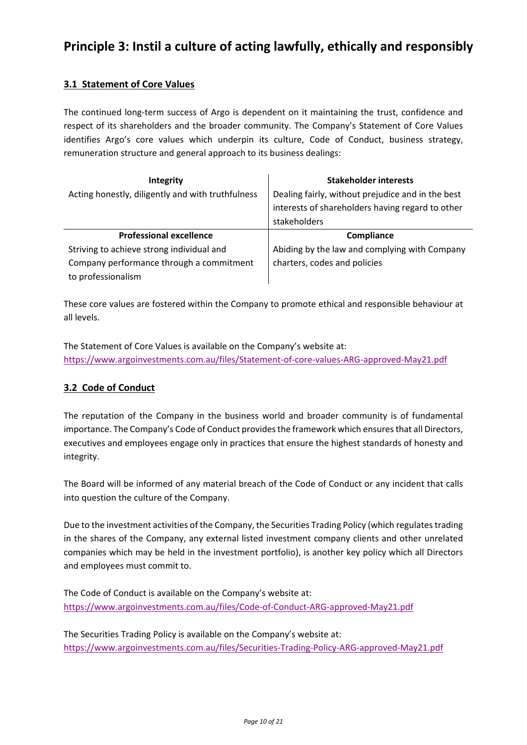# Principle 3: Instil a culture of acting lawfully, ethically and responsibly

## 3.1 Statement of Core Values

The continued long-term success of Argo is dependent on it maintaining the trust, confidence and respect of its shareholders and the broader community. The Company's Statement of Core Values identifies Argo's core values which underpin its culture, Code of Conduct, business strategy, remuneration structure and general approach to its business dealings:

| **Integrity** | **Stakeholder interests** |
|---|---|
| Acting honestly, diligently and with truthfulness | Dealing fairly, without prejudice and in the best interests of shareholders having regard to other stakeholders |
| **Professional excellence** | **Compliance** |
| Striving to achieve strong individual and Company performance through a commitment to professionalism | Abiding by the law and complying with Company charters, codes and policies |

These core values are fostered within the Company to promote ethical and responsible behaviour at all levels.

The Statement of Core Values is available on the Company's website at:
https://www.argoinvestments.com.au/files/Statement-of-core-values-ARG-approved-May21.pdf

## 3.2 Code of Conduct

The reputation of the Company in the business world and broader community is of fundamental importance. The Company's Code of Conduct provides the framework which ensures that all Directors, executives and employees engage only in practices that ensure the highest standards of honesty and integrity.

The Board will be informed of any material breach of the Code of Conduct or any incident that calls into question the culture of the Company.

Due to the investment activities of the Company, the Securities Trading Policy (which regulates trading in the shares of the Company, any external listed investment company clients and other unrelated companies which may be held in the investment portfolio), is another key policy which all Directors and employees must commit to.

The Code of Conduct is available on the Company's website at:
https://www.argoinvestments.com.au/files/Code-of-Conduct-ARG-approved-May21.pdf

The Securities Trading Policy is available on the Company's website at:
https://www.argoinvestments.com.au/files/Securities-Trading-Policy-ARG-approved-May21.pdf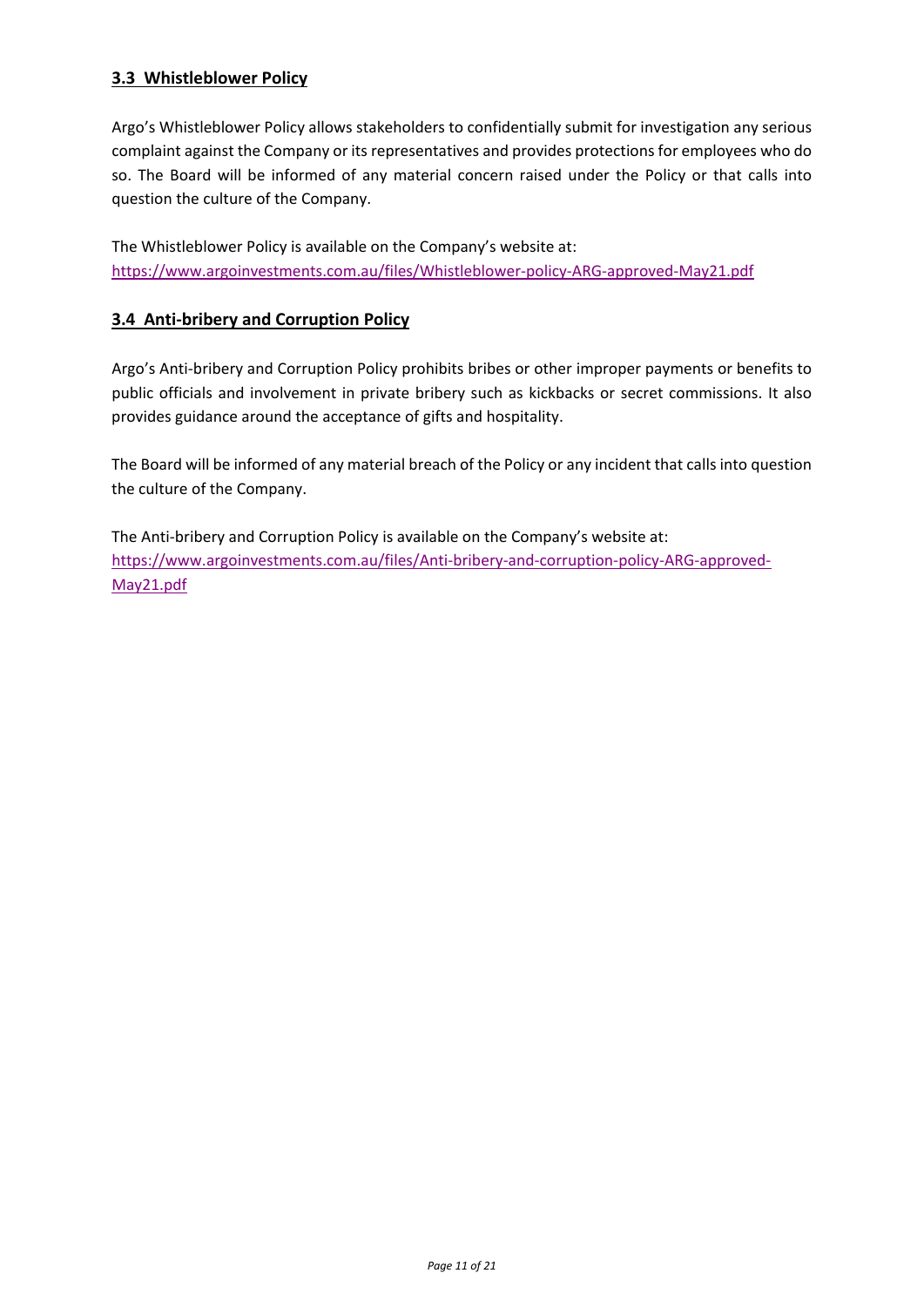### 3.3 Whistleblower Policy

Argo's Whistleblower Policy allows stakeholders to confidentially submit for investigation any serious complaint against the Company or its representatives and provides protections for employees who do so. The Board will be informed of any material concern raised under the Policy or that calls into question the culture of the Company.

The Whistleblower Policy is available on the Company's website at:
https://www.argoinvestments.com.au/files/Whistleblower-policy-ARG-approved-May21.pdf

### 3.4 Anti-bribery and Corruption Policy

Argo's Anti-bribery and Corruption Policy prohibits bribes or other improper payments or benefits to public officials and involvement in private bribery such as kickbacks or secret commissions. It also provides guidance around the acceptance of gifts and hospitality.

The Board will be informed of any material breach of the Policy or any incident that calls into question the culture of the Company.

The Anti-bribery and Corruption Policy is available on the Company's website at:
https://www.argoinvestments.com.au/files/Anti-bribery-and-corruption-policy-ARG-approved-May21.pdf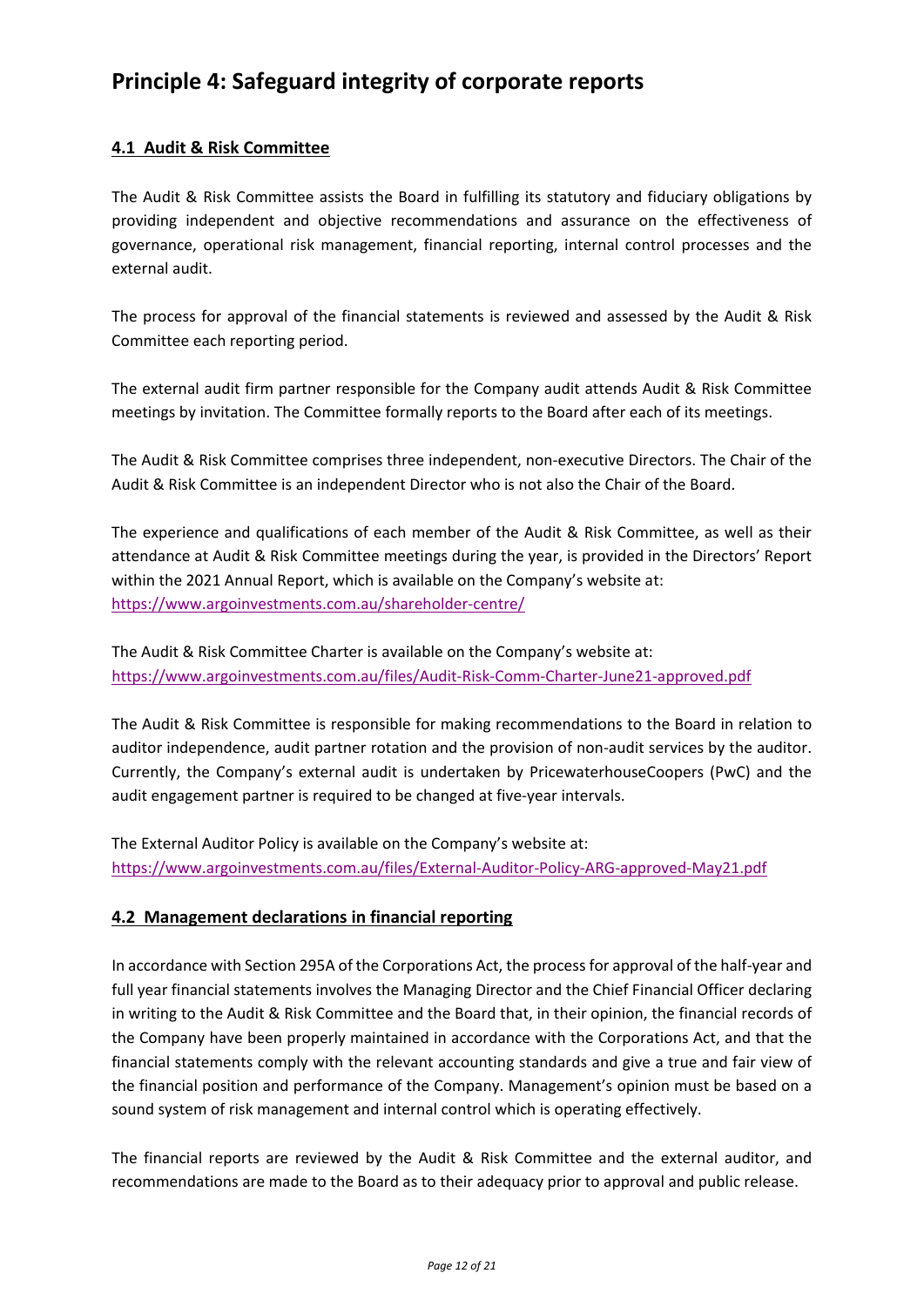# Principle 4: Safeguard integrity of corporate reports

## 4.1 Audit & Risk Committee

The Audit & Risk Committee assists the Board in fulfilling its statutory and fiduciary obligations by providing independent and objective recommendations and assurance on the effectiveness of governance, operational risk management, financial reporting, internal control processes and the external audit.

The process for approval of the financial statements is reviewed and assessed by the Audit & Risk Committee each reporting period.

The external audit firm partner responsible for the Company audit attends Audit & Risk Committee meetings by invitation. The Committee formally reports to the Board after each of its meetings.

The Audit & Risk Committee comprises three independent, non-executive Directors. The Chair of the Audit & Risk Committee is an independent Director who is not also the Chair of the Board.

The experience and qualifications of each member of the Audit & Risk Committee, as well as their attendance at Audit & Risk Committee meetings during the year, is provided in the Directors' Report within the 2021 Annual Report, which is available on the Company's website at: https://www.argoinvestments.com.au/shareholder-centre/

The Audit & Risk Committee Charter is available on the Company's website at: https://www.argoinvestments.com.au/files/Audit-Risk-Comm-Charter-June21-approved.pdf

The Audit & Risk Committee is responsible for making recommendations to the Board in relation to auditor independence, audit partner rotation and the provision of non-audit services by the auditor. Currently, the Company's external audit is undertaken by PricewaterhouseCoopers (PwC) and the audit engagement partner is required to be changed at five-year intervals.

The External Auditor Policy is available on the Company's website at: https://www.argoinvestments.com.au/files/External-Auditor-Policy-ARG-approved-May21.pdf

## 4.2 Management declarations in financial reporting

In accordance with Section 295A of the Corporations Act, the process for approval of the half-year and full year financial statements involves the Managing Director and the Chief Financial Officer declaring in writing to the Audit & Risk Committee and the Board that, in their opinion, the financial records of the Company have been properly maintained in accordance with the Corporations Act, and that the financial statements comply with the relevant accounting standards and give a true and fair view of the financial position and performance of the Company. Management's opinion must be based on a sound system of risk management and internal control which is operating effectively.

The financial reports are reviewed by the Audit & Risk Committee and the external auditor, and recommendations are made to the Board as to their adequacy prior to approval and public release.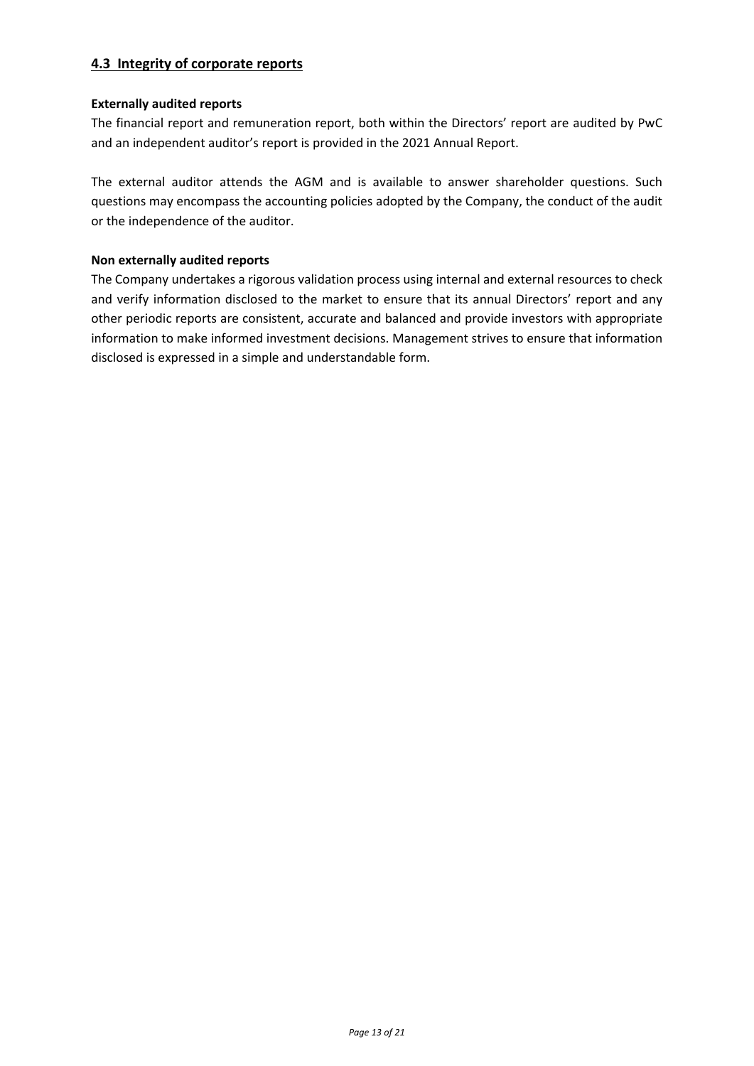## 4.3 Integrity of corporate reports

**Externally audited reports**

The financial report and remuneration report, both within the Directors' report are audited by PwC and an independent auditor's report is provided in the 2021 Annual Report.

The external auditor attends the AGM and is available to answer shareholder questions. Such questions may encompass the accounting policies adopted by the Company, the conduct of the audit or the independence of the auditor.

**Non externally audited reports**

The Company undertakes a rigorous validation process using internal and external resources to check and verify information disclosed to the market to ensure that its annual Directors' report and any other periodic reports are consistent, accurate and balanced and provide investors with appropriate information to make informed investment decisions. Management strives to ensure that information disclosed is expressed in a simple and understandable form.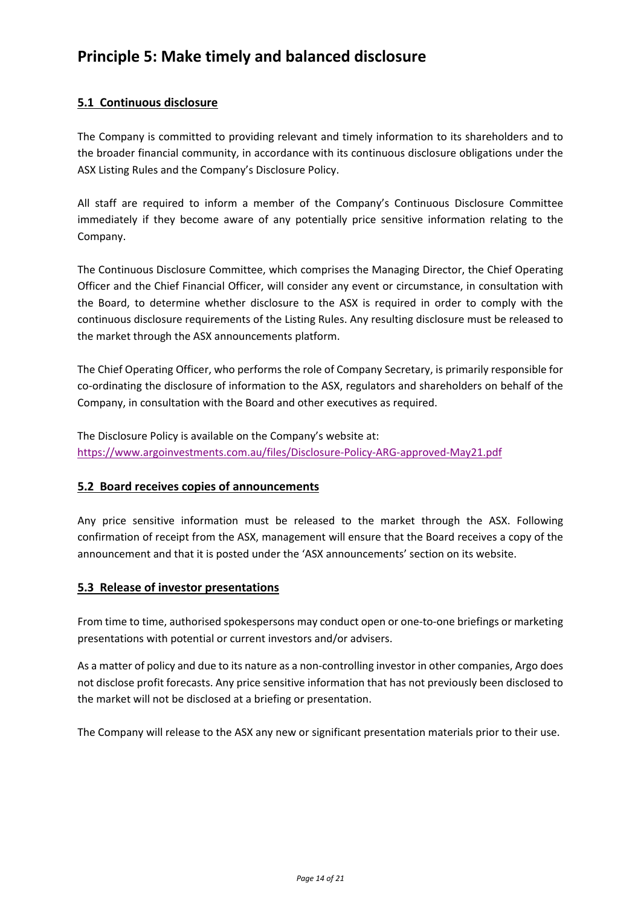## Principle 5: Make timely and balanced disclosure

### 5.1 Continuous disclosure

The Company is committed to providing relevant and timely information to its shareholders and to the broader financial community, in accordance with its continuous disclosure obligations under the ASX Listing Rules and the Company's Disclosure Policy.

All staff are required to inform a member of the Company's Continuous Disclosure Committee immediately if they become aware of any potentially price sensitive information relating to the Company.

The Continuous Disclosure Committee, which comprises the Managing Director, the Chief Operating Officer and the Chief Financial Officer, will consider any event or circumstance, in consultation with the Board, to determine whether disclosure to the ASX is required in order to comply with the continuous disclosure requirements of the Listing Rules. Any resulting disclosure must be released to the market through the ASX announcements platform.

The Chief Operating Officer, who performs the role of Company Secretary, is primarily responsible for co-ordinating the disclosure of information to the ASX, regulators and shareholders on behalf of the Company, in consultation with the Board and other executives as required.

The Disclosure Policy is available on the Company's website at:
https://www.argoinvestments.com.au/files/Disclosure-Policy-ARG-approved-May21.pdf

### 5.2 Board receives copies of announcements

Any price sensitive information must be released to the market through the ASX. Following confirmation of receipt from the ASX, management will ensure that the Board receives a copy of the announcement and that it is posted under the 'ASX announcements' section on its website.

### 5.3 Release of investor presentations

From time to time, authorised spokespersons may conduct open or one-to-one briefings or marketing presentations with potential or current investors and/or advisers.

As a matter of policy and due to its nature as a non-controlling investor in other companies, Argo does not disclose profit forecasts. Any price sensitive information that has not previously been disclosed to the market will not be disclosed at a briefing or presentation.

The Company will release to the ASX any new or significant presentation materials prior to their use.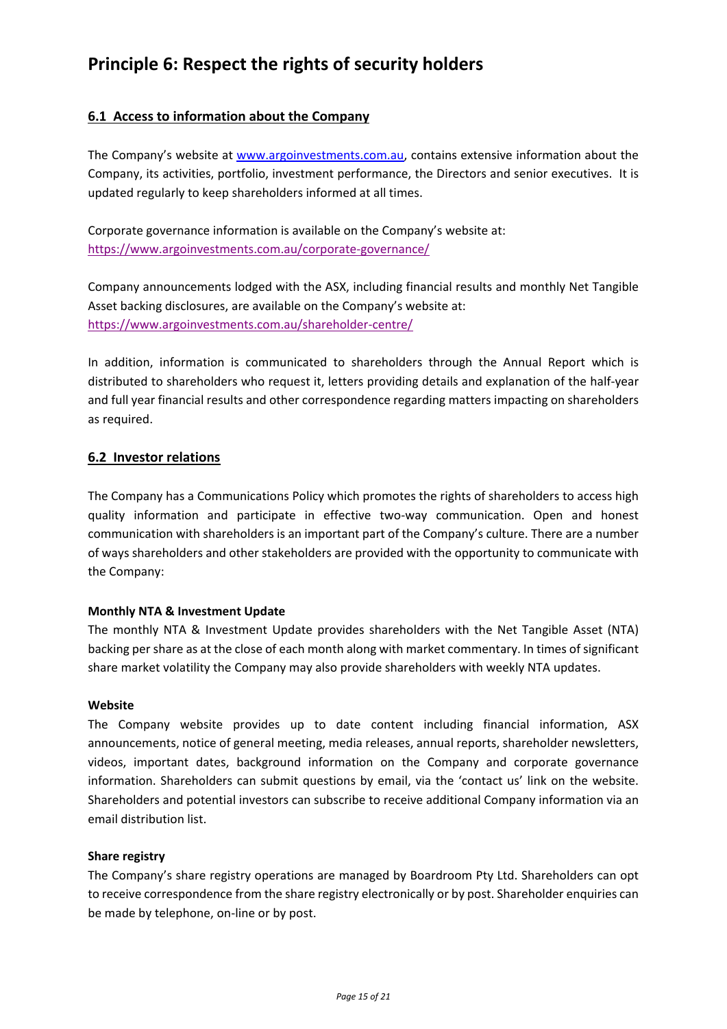# Principle 6: Respect the rights of security holders

## 6.1 Access to information about the Company

The Company's website at [www.argoinvestments.com.au](www.argoinvestments.com.au), contains extensive information about the Company, its activities, portfolio, investment performance, the Directors and senior executives. It is updated regularly to keep shareholders informed at all times.

Corporate governance information is available on the Company's website at:
[https://www.argoinvestments.com.au/corporate-governance/](https://www.argoinvestments.com.au/corporate-governance/)

Company announcements lodged with the ASX, including financial results and monthly Net Tangible Asset backing disclosures, are available on the Company's website at:
[https://www.argoinvestments.com.au/shareholder-centre/](https://www.argoinvestments.com.au/shareholder-centre/)

In addition, information is communicated to shareholders through the Annual Report which is distributed to shareholders who request it, letters providing details and explanation of the half-year and full year financial results and other correspondence regarding matters impacting on shareholders as required.

## 6.2 Investor relations

The Company has a Communications Policy which promotes the rights of shareholders to access high quality information and participate in effective two-way communication. Open and honest communication with shareholders is an important part of the Company's culture. There are a number of ways shareholders and other stakeholders are provided with the opportunity to communicate with the Company:

**Monthly NTA & Investment Update**
The monthly NTA & Investment Update provides shareholders with the Net Tangible Asset (NTA) backing per share as at the close of each month along with market commentary. In times of significant share market volatility the Company may also provide shareholders with weekly NTA updates.

**Website**
The Company website provides up to date content including financial information, ASX announcements, notice of general meeting, media releases, annual reports, shareholder newsletters, videos, important dates, background information on the Company and corporate governance information. Shareholders can submit questions by email, via the 'contact us' link on the website. Shareholders and potential investors can subscribe to receive additional Company information via an email distribution list.

**Share registry**
The Company's share registry operations are managed by Boardroom Pty Ltd. Shareholders can opt to receive correspondence from the share registry electronically or by post. Shareholder enquiries can be made by telephone, on-line or by post.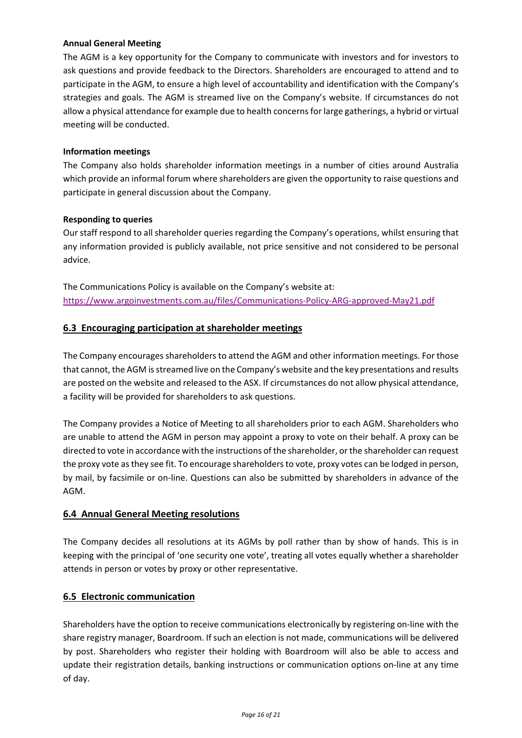**Annual General Meeting**

The AGM is a key opportunity for the Company to communicate with investors and for investors to ask questions and provide feedback to the Directors. Shareholders are encouraged to attend and to participate in the AGM, to ensure a high level of accountability and identification with the Company's strategies and goals. The AGM is streamed live on the Company's website. If circumstances do not allow a physical attendance for example due to health concerns for large gatherings, a hybrid or virtual meeting will be conducted.

**Information meetings**

The Company also holds shareholder information meetings in a number of cities around Australia which provide an informal forum where shareholders are given the opportunity to raise questions and participate in general discussion about the Company.

**Responding to queries**

Our staff respond to all shareholder queries regarding the Company's operations, whilst ensuring that any information provided is publicly available, not price sensitive and not considered to be personal advice.

The Communications Policy is available on the Company's website at:
https://www.argoinvestments.com.au/files/Communications-Policy-ARG-approved-May21.pdf

## 6.3 Encouraging participation at shareholder meetings

The Company encourages shareholders to attend the AGM and other information meetings. For those that cannot, the AGM is streamed live on the Company's website and the key presentations and results are posted on the website and released to the ASX. If circumstances do not allow physical attendance, a facility will be provided for shareholders to ask questions.

The Company provides a Notice of Meeting to all shareholders prior to each AGM. Shareholders who are unable to attend the AGM in person may appoint a proxy to vote on their behalf. A proxy can be directed to vote in accordance with the instructions of the shareholder, or the shareholder can request the proxy vote as they see fit. To encourage shareholders to vote, proxy votes can be lodged in person, by mail, by facsimile or on-line. Questions can also be submitted by shareholders in advance of the AGM.

## 6.4 Annual General Meeting resolutions

The Company decides all resolutions at its AGMs by poll rather than by show of hands. This is in keeping with the principal of 'one security one vote', treating all votes equally whether a shareholder attends in person or votes by proxy or other representative.

## 6.5 Electronic communication

Shareholders have the option to receive communications electronically by registering on-line with the share registry manager, Boardroom. If such an election is not made, communications will be delivered by post. Shareholders who register their holding with Boardroom will also be able to access and update their registration details, banking instructions or communication options on-line at any time of day.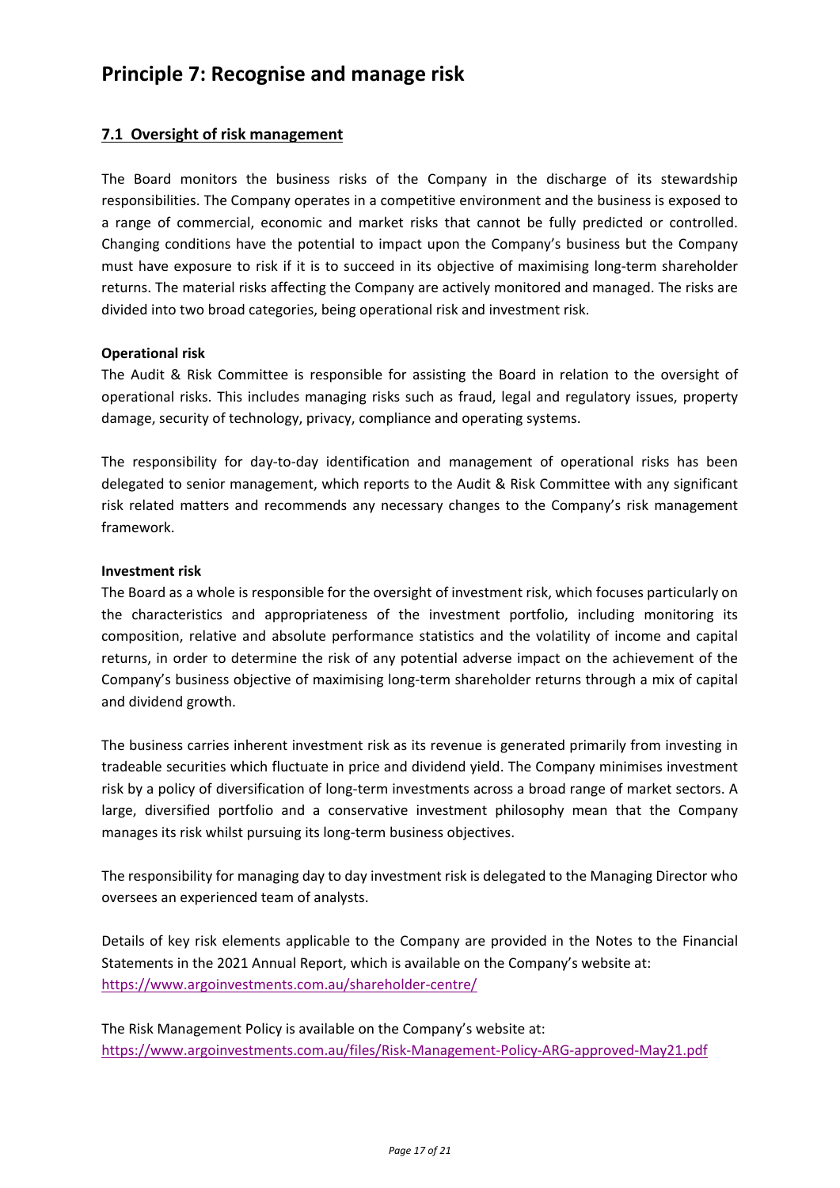# Principle 7: Recognise and manage risk

## 7.1 Oversight of risk management

The Board monitors the business risks of the Company in the discharge of its stewardship responsibilities. The Company operates in a competitive environment and the business is exposed to a range of commercial, economic and market risks that cannot be fully predicted or controlled. Changing conditions have the potential to impact upon the Company's business but the Company must have exposure to risk if it is to succeed in its objective of maximising long-term shareholder returns. The material risks affecting the Company are actively monitored and managed. The risks are divided into two broad categories, being operational risk and investment risk.

**Operational risk**

The Audit & Risk Committee is responsible for assisting the Board in relation to the oversight of operational risks. This includes managing risks such as fraud, legal and regulatory issues, property damage, security of technology, privacy, compliance and operating systems.

The responsibility for day-to-day identification and management of operational risks has been delegated to senior management, which reports to the Audit & Risk Committee with any significant risk related matters and recommends any necessary changes to the Company's risk management framework.

**Investment risk**

The Board as a whole is responsible for the oversight of investment risk, which focuses particularly on the characteristics and appropriateness of the investment portfolio, including monitoring its composition, relative and absolute performance statistics and the volatility of income and capital returns, in order to determine the risk of any potential adverse impact on the achievement of the Company's business objective of maximising long-term shareholder returns through a mix of capital and dividend growth.

The business carries inherent investment risk as its revenue is generated primarily from investing in tradeable securities which fluctuate in price and dividend yield. The Company minimises investment risk by a policy of diversification of long-term investments across a broad range of market sectors. A large, diversified portfolio and a conservative investment philosophy mean that the Company manages its risk whilst pursuing its long-term business objectives.

The responsibility for managing day to day investment risk is delegated to the Managing Director who oversees an experienced team of analysts.

Details of key risk elements applicable to the Company are provided in the Notes to the Financial Statements in the 2021 Annual Report, which is available on the Company's website at:
https://www.argoinvestments.com.au/shareholder-centre/

The Risk Management Policy is available on the Company's website at:
https://www.argoinvestments.com.au/files/Risk-Management-Policy-ARG-approved-May21.pdf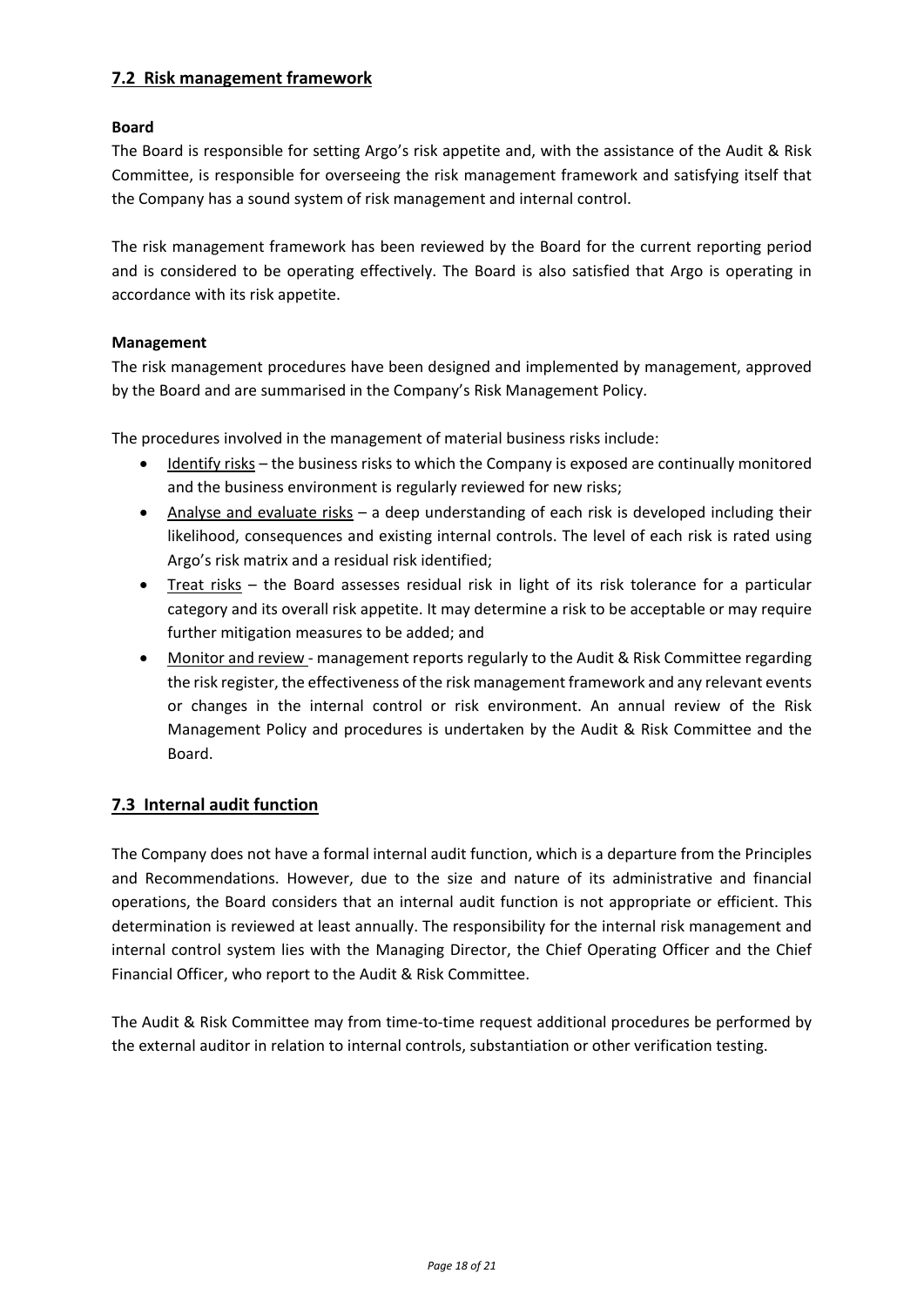## 7.2 Risk management framework

**Board**

The Board is responsible for setting Argo's risk appetite and, with the assistance of the Audit & Risk Committee, is responsible for overseeing the risk management framework and satisfying itself that the Company has a sound system of risk management and internal control.

The risk management framework has been reviewed by the Board for the current reporting period and is considered to be operating effectively. The Board is also satisfied that Argo is operating in accordance with its risk appetite.

**Management**

The risk management procedures have been designed and implemented by management, approved by the Board and are summarised in the Company's Risk Management Policy.

The procedures involved in the management of material business risks include:

- Identify risks – the business risks to which the Company is exposed are continually monitored and the business environment is regularly reviewed for new risks;
- Analyse and evaluate risks – a deep understanding of each risk is developed including their likelihood, consequences and existing internal controls. The level of each risk is rated using Argo's risk matrix and a residual risk identified;
- Treat risks – the Board assesses residual risk in light of its risk tolerance for a particular category and its overall risk appetite. It may determine a risk to be acceptable or may require further mitigation measures to be added; and
- Monitor and review - management reports regularly to the Audit & Risk Committee regarding the risk register, the effectiveness of the risk management framework and any relevant events or changes in the internal control or risk environment. An annual review of the Risk Management Policy and procedures is undertaken by the Audit & Risk Committee and the Board.

## 7.3 Internal audit function

The Company does not have a formal internal audit function, which is a departure from the Principles and Recommendations. However, due to the size and nature of its administrative and financial operations, the Board considers that an internal audit function is not appropriate or efficient. This determination is reviewed at least annually. The responsibility for the internal risk management and internal control system lies with the Managing Director, the Chief Operating Officer and the Chief Financial Officer, who report to the Audit & Risk Committee.

The Audit & Risk Committee may from time-to-time request additional procedures be performed by the external auditor in relation to internal controls, substantiation or other verification testing.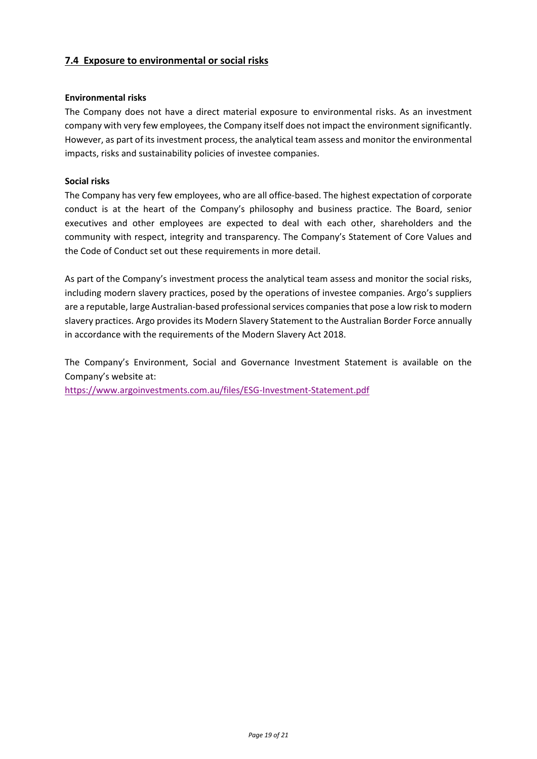## 7.4 Exposure to environmental or social risks

**Environmental risks**

The Company does not have a direct material exposure to environmental risks. As an investment company with very few employees, the Company itself does not impact the environment significantly. However, as part of its investment process, the analytical team assess and monitor the environmental impacts, risks and sustainability policies of investee companies.

**Social risks**

The Company has very few employees, who are all office-based. The highest expectation of corporate conduct is at the heart of the Company's philosophy and business practice. The Board, senior executives and other employees are expected to deal with each other, shareholders and the community with respect, integrity and transparency. The Company's Statement of Core Values and the Code of Conduct set out these requirements in more detail.

As part of the Company's investment process the analytical team assess and monitor the social risks, including modern slavery practices, posed by the operations of investee companies. Argo's suppliers are a reputable, large Australian-based professional services companies that pose a low risk to modern slavery practices. Argo provides its Modern Slavery Statement to the Australian Border Force annually in accordance with the requirements of the Modern Slavery Act 2018.

The Company's Environment, Social and Governance Investment Statement is available on the Company's website at:
https://www.argoinvestments.com.au/files/ESG-Investment-Statement.pdf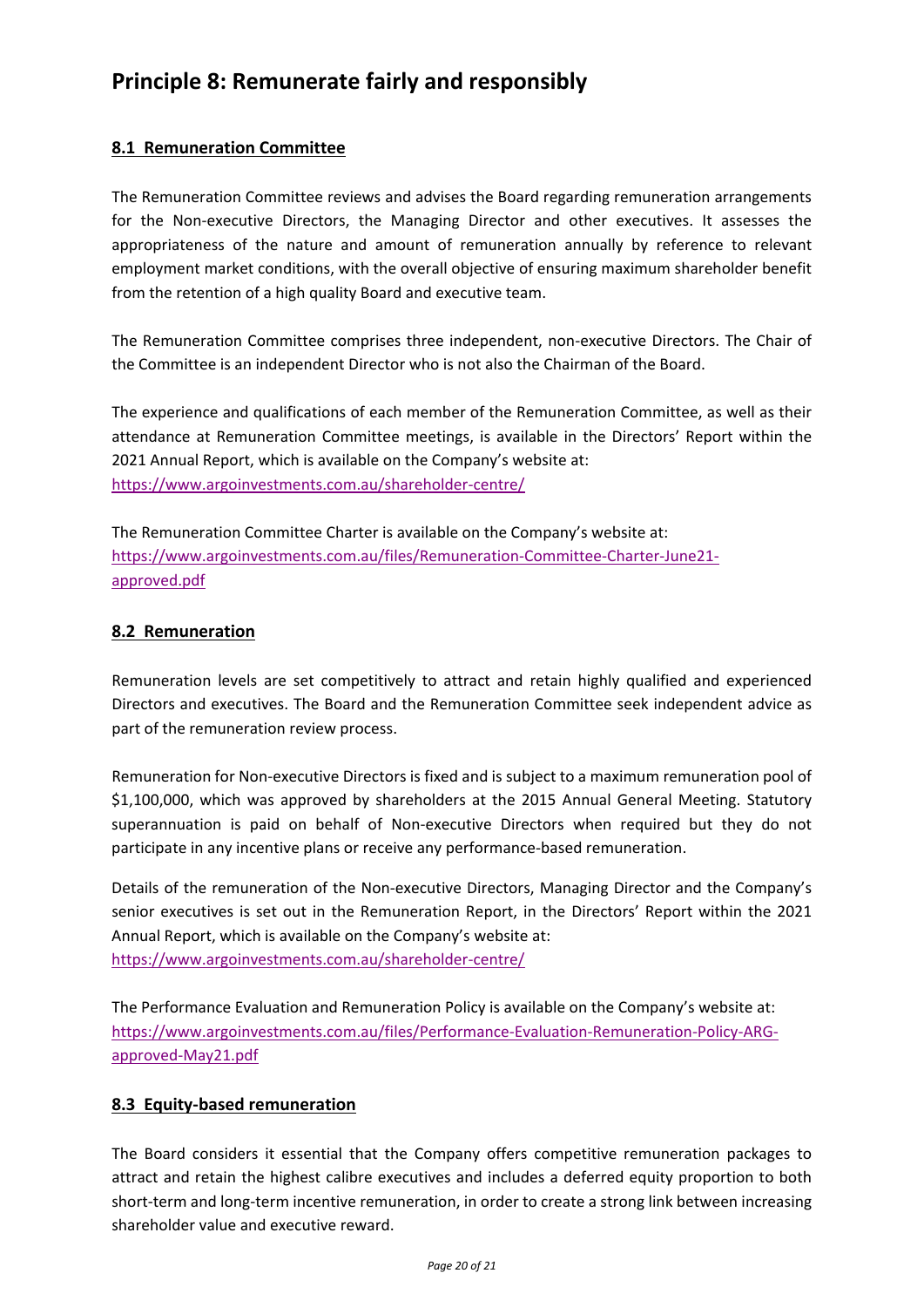# Principle 8: Remunerate fairly and responsibly

## 8.1 Remuneration Committee

The Remuneration Committee reviews and advises the Board regarding remuneration arrangements for the Non-executive Directors, the Managing Director and other executives. It assesses the appropriateness of the nature and amount of remuneration annually by reference to relevant employment market conditions, with the overall objective of ensuring maximum shareholder benefit from the retention of a high quality Board and executive team.

The Remuneration Committee comprises three independent, non-executive Directors. The Chair of the Committee is an independent Director who is not also the Chairman of the Board.

The experience and qualifications of each member of the Remuneration Committee, as well as their attendance at Remuneration Committee meetings, is available in the Directors' Report within the 2021 Annual Report, which is available on the Company's website at:
https://www.argoinvestments.com.au/shareholder-centre/

The Remuneration Committee Charter is available on the Company's website at:
https://www.argoinvestments.com.au/files/Remuneration-Committee-Charter-June21-approved.pdf

## 8.2 Remuneration

Remuneration levels are set competitively to attract and retain highly qualified and experienced Directors and executives. The Board and the Remuneration Committee seek independent advice as part of the remuneration review process.

Remuneration for Non-executive Directors is fixed and is subject to a maximum remuneration pool of $1,100,000, which was approved by shareholders at the 2015 Annual General Meeting. Statutory superannuation is paid on behalf of Non-executive Directors when required but they do not participate in any incentive plans or receive any performance-based remuneration.

Details of the remuneration of the Non-executive Directors, Managing Director and the Company's senior executives is set out in the Remuneration Report, in the Directors' Report within the 2021 Annual Report, which is available on the Company's website at:
https://www.argoinvestments.com.au/shareholder-centre/

The Performance Evaluation and Remuneration Policy is available on the Company's website at:
https://www.argoinvestments.com.au/files/Performance-Evaluation-Remuneration-Policy-ARG-approved-May21.pdf

## 8.3 Equity-based remuneration

The Board considers it essential that the Company offers competitive remuneration packages to attract and retain the highest calibre executives and includes a deferred equity proportion to both short-term and long-term incentive remuneration, in order to create a strong link between increasing shareholder value and executive reward.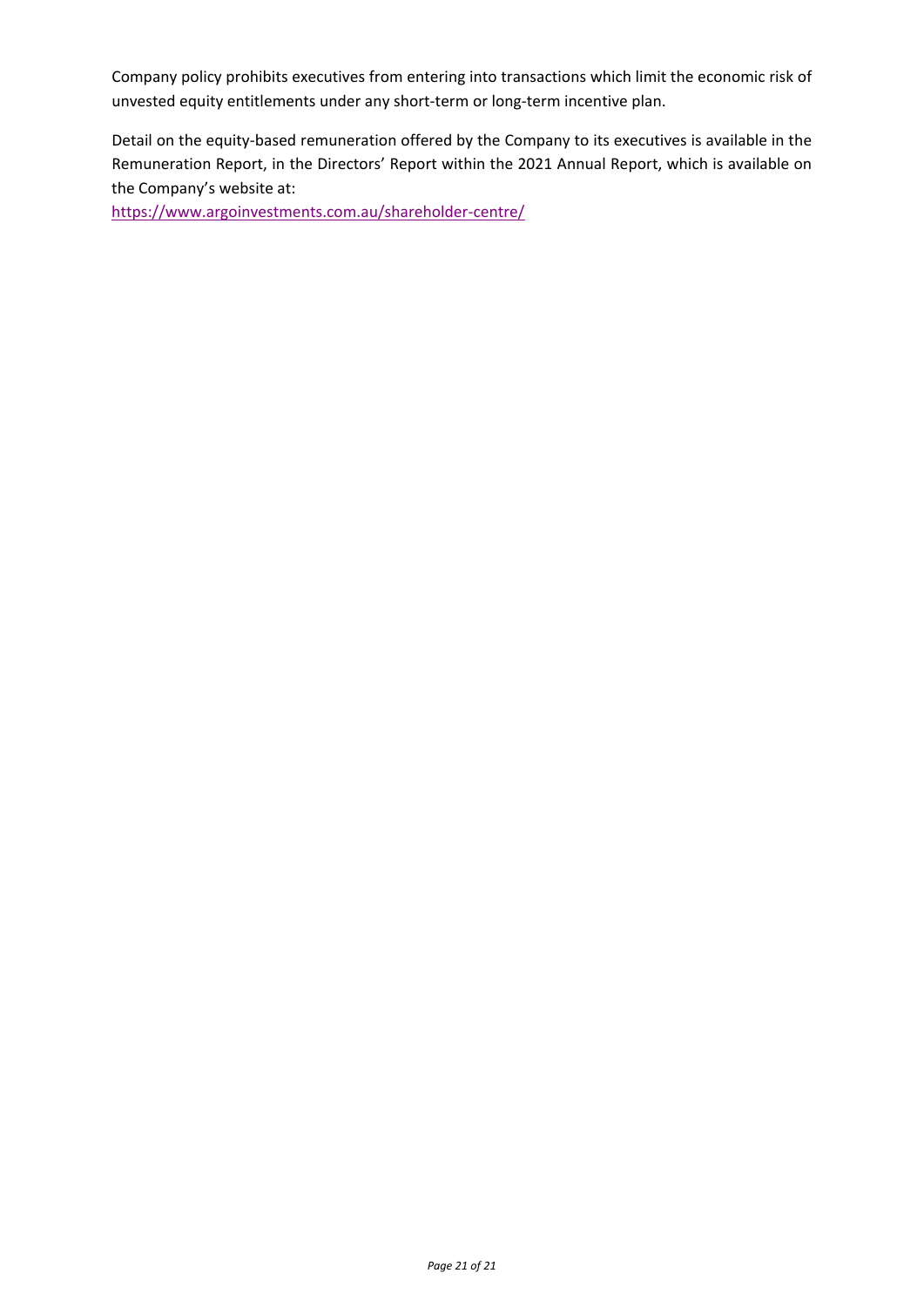Company policy prohibits executives from entering into transactions which limit the economic risk of unvested equity entitlements under any short-term or long-term incentive plan.

Detail on the equity-based remuneration offered by the Company to its executives is available in the Remuneration Report, in the Directors' Report within the 2021 Annual Report, which is available on the Company's website at:

https://www.argoinvestments.com.au/shareholder-centre/